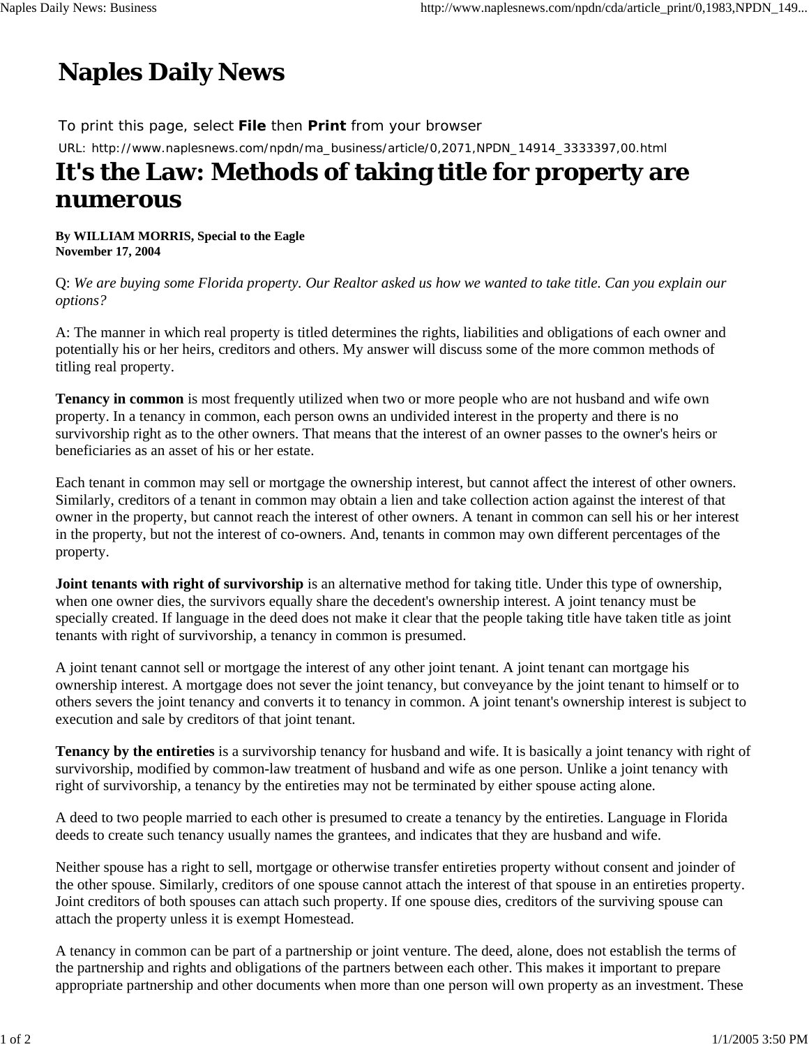# Naples Daily News

To print this page, select **File** then **Print** from your browser

URL: http://www.naplesnews.com/npdn/ma_business/article/0,2071,NPDN_14914_3333397,00.html

## It's the Law: Methods of taking title for property are numerous

**By WILLIAM MORRIS, Special to the Eagle**
**November 17, 2004**

Q: *We are buying some Florida property. Our Realtor asked us how we wanted to take title. Can you explain our options?*

A: The manner in which real property is titled determines the rights, liabilities and obligations of each owner and potentially his or her heirs, creditors and others. My answer will discuss some of the more common methods of titling real property.

**Tenancy in common** is most frequently utilized when two or more people who are not husband and wife own property. In a tenancy in common, each person owns an undivided interest in the property and there is no survivorship right as to the other owners. That means that the interest of an owner passes to the owner's heirs or beneficiaries as an asset of his or her estate.

Each tenant in common may sell or mortgage the ownership interest, but cannot affect the interest of other owners. Similarly, creditors of a tenant in common may obtain a lien and take collection action against the interest of that owner in the property, but cannot reach the interest of other owners. A tenant in common can sell his or her interest in the property, but not the interest of co-owners. And, tenants in common may own different percentages of the property.

**Joint tenants with right of survivorship** is an alternative method for taking title. Under this type of ownership, when one owner dies, the survivors equally share the decedent's ownership interest. A joint tenancy must be specially created. If language in the deed does not make it clear that the people taking title have taken title as joint tenants with right of survivorship, a tenancy in common is presumed.

A joint tenant cannot sell or mortgage the interest of any other joint tenant. A joint tenant can mortgage his ownership interest. A mortgage does not sever the joint tenancy, but conveyance by the joint tenant to himself or to others severs the joint tenancy and converts it to tenancy in common. A joint tenant's ownership interest is subject to execution and sale by creditors of that joint tenant.

**Tenancy by the entireties** is a survivorship tenancy for husband and wife. It is basically a joint tenancy with right of survivorship, modified by common-law treatment of husband and wife as one person. Unlike a joint tenancy with right of survivorship, a tenancy by the entireties may not be terminated by either spouse acting alone.

A deed to two people married to each other is presumed to create a tenancy by the entireties. Language in Florida deeds to create such tenancy usually names the grantees, and indicates that they are husband and wife.

Neither spouse has a right to sell, mortgage or otherwise transfer entireties property without consent and joinder of the other spouse. Similarly, creditors of one spouse cannot attach the interest of that spouse in an entireties property. Joint creditors of both spouses can attach such property. If one spouse dies, creditors of the surviving spouse can attach the property unless it is exempt Homestead.

A tenancy in common can be part of a partnership or joint venture. The deed, alone, does not establish the terms of the partnership and rights and obligations of the partners between each other. This makes it important to prepare appropriate partnership and other documents when more than one person will own property as an investment. These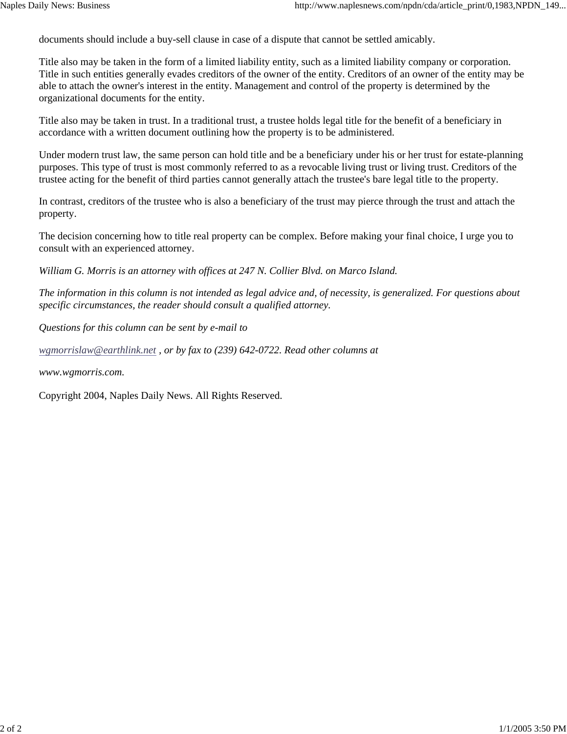documents should include a buy-sell clause in case of a dispute that cannot be settled amicably.

Title also may be taken in the form of a limited liability entity, such as a limited liability company or corporation. Title in such entities generally evades creditors of the owner of the entity. Creditors of an owner of the entity may be able to attach the owner's interest in the entity. Management and control of the property is determined by the organizational documents for the entity.

Title also may be taken in trust. In a traditional trust, a trustee holds legal title for the benefit of a beneficiary in accordance with a written document outlining how the property is to be administered.

Under modern trust law, the same person can hold title and be a beneficiary under his or her trust for estate-planning purposes. This type of trust is most commonly referred to as a revocable living trust or living trust. Creditors of the trustee acting for the benefit of third parties cannot generally attach the trustee's bare legal title to the property.

In contrast, creditors of the trustee who is also a beneficiary of the trust may pierce through the trust and attach the property.

The decision concerning how to title real property can be complex. Before making your final choice, I urge you to consult with an experienced attorney.

*William G. Morris is an attorney with offices at 247 N. Collier Blvd. on Marco Island.*

*The information in this column is not intended as legal advice and, of necessity, is generalized. For questions about specific circumstances, the reader should consult a qualified attorney.*

*Questions for this column can be sent by e-mail to*

*wgmorrislaw@earthlink.net , or by fax to (239) 642-0722. Read other columns at*

*www.wgmorris.com.*

Copyright 2004, Naples Daily News. All Rights Reserved.